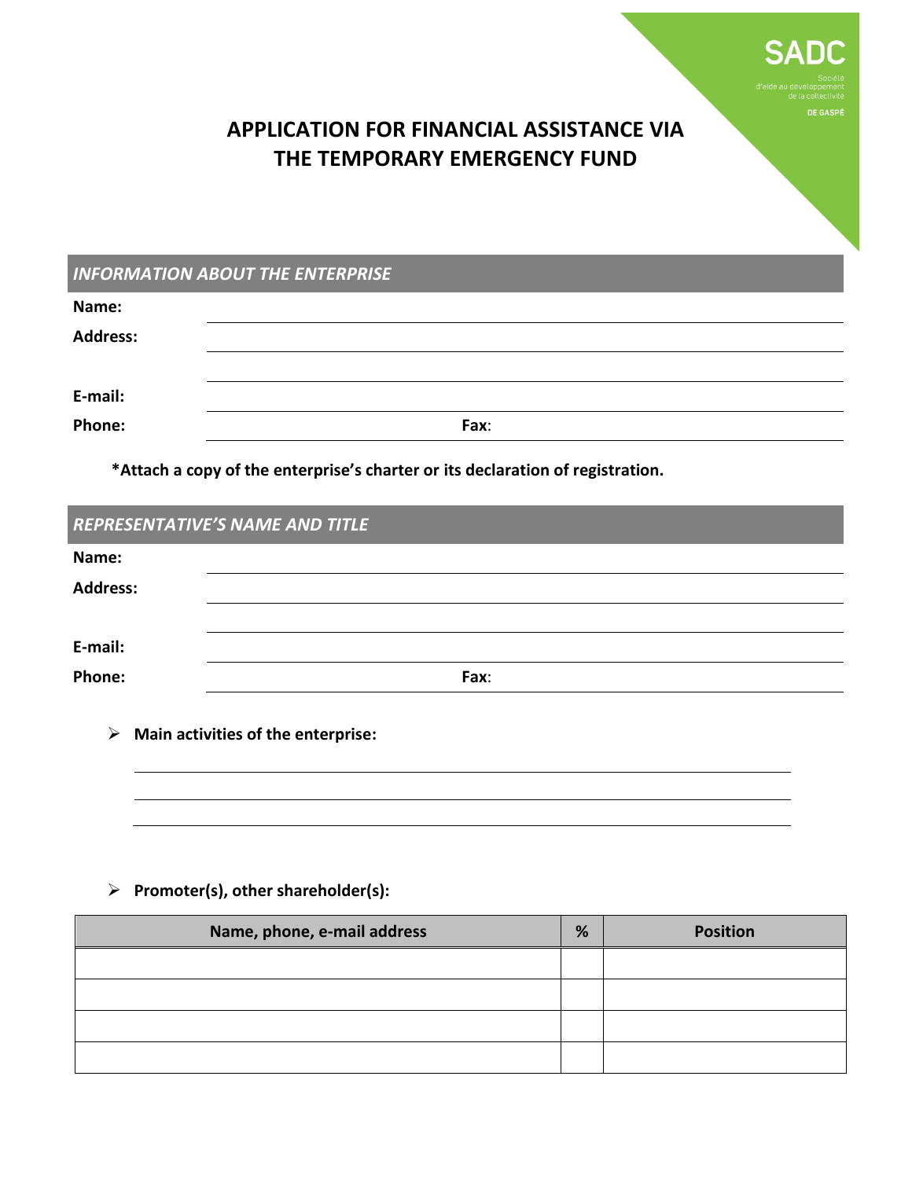SADC

Société d'aide au développement de la collectivité

DE GASPÉ

# APPLICATION FOR FINANCIAL ASSISTANCE VIA THE TEMPORARY EMERGENCY FUND

## *INFORMATION ABOUT THE ENTERPRISE*

**Name:** ______________________________

**Address:** ______________________________

______________________________

**E-mail:** ______________________________

**Phone:** ______________ **Fax**: ______________

**\*Attach a copy of the enterprise's charter or its declaration of registration.**

## *REPRESENTATIVE'S NAME AND TITLE*

**Name:** ______________________________

**Address:** ______________________________

______________________________

**E-mail:** ______________________________

**Phone:** ______________ **Fax**: ______________

- **Main activities of the enterprise:**

______________________________

______________________________

______________________________

- **Promoter(s), other shareholder(s):**

| Name, phone, e-mail address | % | Position |
|---|---|---|
| | | |
| | | |
| | | |
| | | |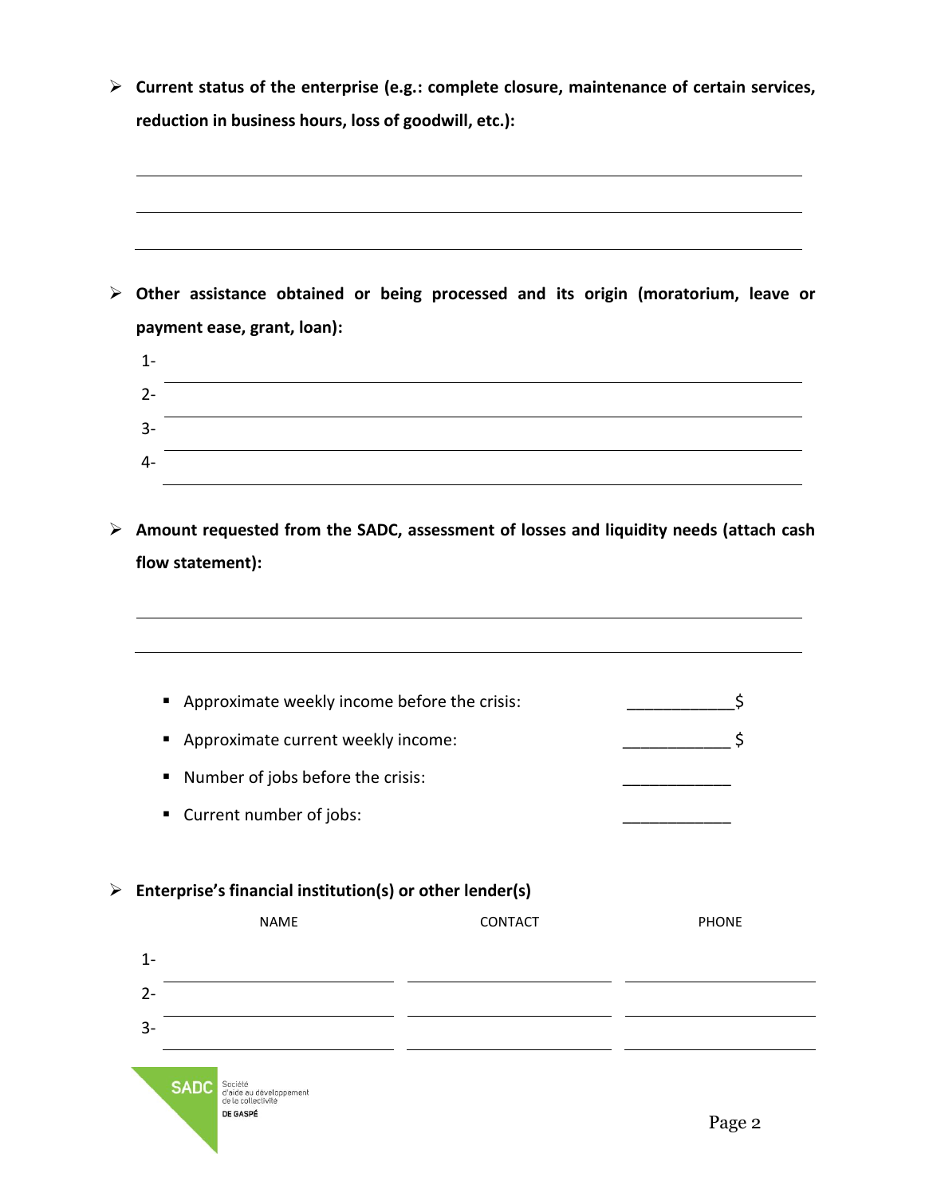- **Current status of the enterprise (e.g.: complete closure, maintenance of certain services, reduction in business hours, loss of goodwill, etc.):**

___________________________________________________________________________

___________________________________________________________________________

___________________________________________________________________________

- **Other assistance obtained or being processed and its origin (moratorium, leave or payment ease, grant, loan):**

1- ______________________________________________________________________

2- ______________________________________________________________________

3- ______________________________________________________________________

4- ______________________________________________________________________

- **Amount requested from the SADC, assessment of losses and liquidity needs (attach cash flow statement):**

___________________________________________________________________________

___________________________________________________________________________

  - Approximate weekly income before the crisis: ____________$
  - Approximate current weekly income: ____________ $
  - Number of jobs before the crisis: ____________
  - Current number of jobs: ____________

- **Enterprise's financial institution(s) or other lender(s)**

| | NAME | CONTACT | PHONE |
|---|---|---|---|
| 1- | | | |
| 2- | | | |
| 3- | | | |

SADC Société d'aide au développement de la collectivité DE GASPÉ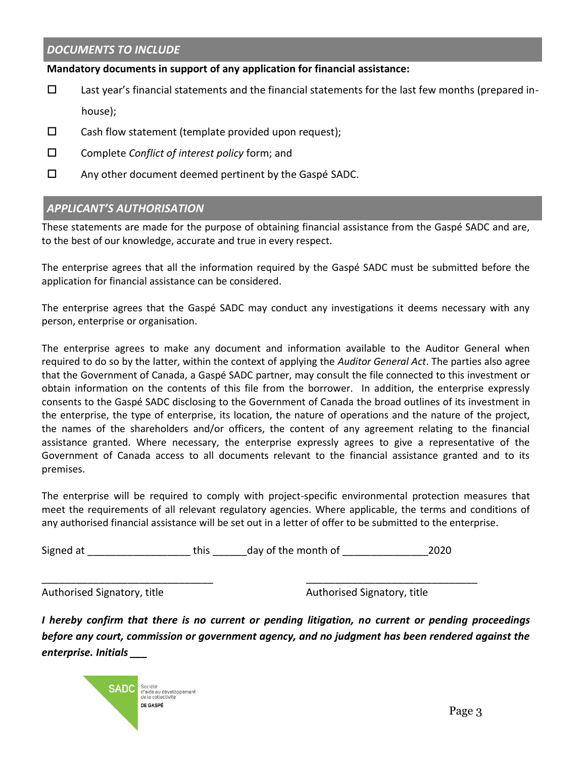## *DOCUMENTS TO INCLUDE*

**Mandatory documents in support of any application for financial assistance:**

- ☐ Last year's financial statements and the financial statements for the last few months (prepared in-house);
- ☐ Cash flow statement (template provided upon request);
- ☐ Complete *Conflict of interest policy* form; and
- ☐ Any other document deemed pertinent by the Gaspé SADC.

## *APPLICANT'S AUTHORISATION*

These statements are made for the purpose of obtaining financial assistance from the Gaspé SADC and are, to the best of our knowledge, accurate and true in every respect.

The enterprise agrees that all the information required by the Gaspé SADC must be submitted before the application for financial assistance can be considered.

The enterprise agrees that the Gaspé SADC may conduct any investigations it deems necessary with any person, enterprise or organisation.

The enterprise agrees to make any document and information available to the Auditor General when required to do so by the latter, within the context of applying the *Auditor General Act*. The parties also agree that the Government of Canada, a Gaspé SADC partner, may consult the file connected to this investment or obtain information on the contents of this file from the borrower. In addition, the enterprise expressly consents to the Gaspé SADC disclosing to the Government of Canada the broad outlines of its investment in the enterprise, the type of enterprise, its location, the nature of operations and the nature of the project, the names of the shareholders and/or officers, the content of any agreement relating to the financial assistance granted. Where necessary, the enterprise expressly agrees to give a representative of the Government of Canada access to all documents relevant to the financial assistance granted and to its premises.

The enterprise will be required to comply with project-specific environmental protection measures that meet the requirements of all relevant regulatory agencies. Where applicable, the terms and conditions of any authorised financial assistance will be set out in a letter of offer to be submitted to the enterprise.

Signed at __________________ this ______day of the month of _______________2020

______________________________ ______________________________

Authorised Signatory, title Authorised Signatory, title

***I hereby confirm that there is no current or pending litigation, no current or pending proceedings before any court, commission or government agency, and no judgment has been rendered against the enterprise. Initials ___***

SADC Société d'aide au développement de la collectivité DE GASPÉ